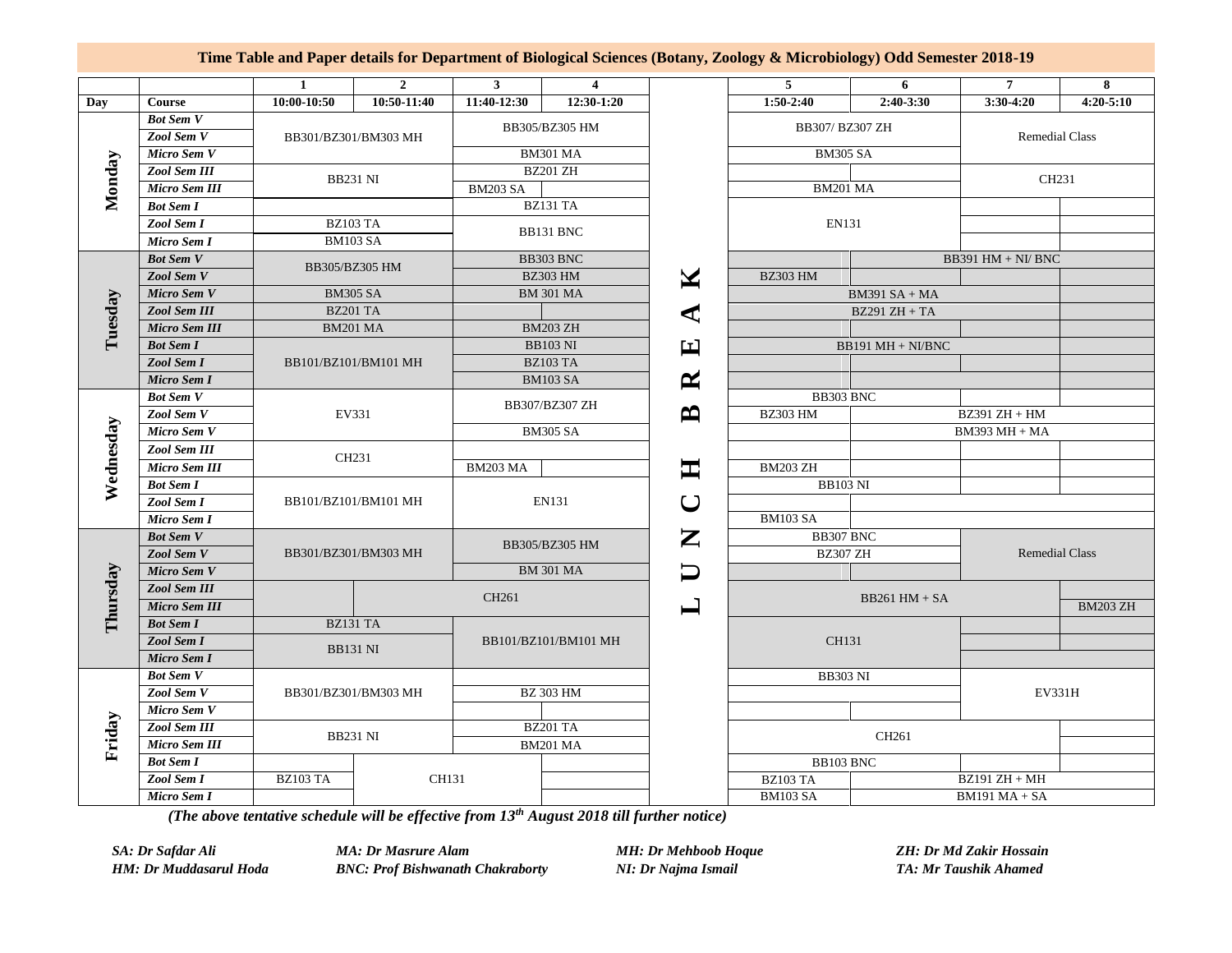## Time Table and Paper details for Department of Biological Sciences (Botany, Zoology & Microbiology) Odd Semester 2018-19

| | | 1 | 2 | 3 | 4 | | 5 | 6 | 7 | 8 |
|---|---|---|---|---|---|---|---|---|---|---|
| **Day** | **Course** | **10:00-10:50** | **10:50-11:40** | **11:40-12:30** | **12:30-1:20** | | **1:50-2:40** | **2:40-3:30** | **3:30-4:20** | **4:20-5:10** |
| **Monday** | *Bot Sem V* | BB301/BZ301/BM303 MH | | BB305/BZ305 HM | | LUNCH BREAK | BB307/ BZ307 ZH | | Remedial Class | |
| | *Zool Sem V* | | | | | | | | | |
| | *Micro Sem V* | | | BM301 MA | | | BM305 SA | | | |
| | *Zool Sem III* | BB231 NI | | BZ201 ZH | | | | | CH231 | |
| | *Micro Sem III* | | | BM203 SA | | | BM201 MA | | | |
| | *Bot Sem I* | | | BZ131 TA | | | EN131 | | | |
| | *Zool Sem I* | BZ103 TA | | BB131 BNC | | | | | | |
| | *Micro Sem I* | BM103 SA | | | | | | | | |
| **Tuesday** | *Bot Sem V* | BB305/BZ305 HM | | BB303 BNC | | | | BB391 HM + NI/ BNC | | |
| | *Zool Sem V* | | | BZ303 HM | | | BZ303 HM | | | |
| | *Micro Sem V* | BM305 SA | | BM 301 MA | | | BM391 SA + MA | | | |
| | *Zool Sem III* | BZ201 TA | | | | | BZ291 ZH + TA | | | |
| | *Micro Sem III* | BM201 MA | | BM203 ZH | | | | | | |
| | *Bot Sem I* | BB101/BZ101/BM101 MH | | BB103 NI | | | BB191 MH + NI/BNC | | | |
| | *Zool Sem I* | | | BZ103 TA | | | | | | |
| | *Micro Sem I* | | | BM103 SA | | | | | | |
| **Wednesday** | *Bot Sem V* | EV331 | | BB307/BZ307 ZH | | | BB303 BNC | | | |
| | *Zool Sem V* | | | | | | BZ303 HM | BZ391 ZH + HM | | |
| | *Micro Sem V* | | | BM305 SA | | | | BM393 MH + MA | | |
| | *Zool Sem III* | CH231 | | | | | | | | |
| | *Micro Sem III* | | | BM203 MA | | | BM203 ZH | | | |
| | *Bot Sem I* | BB101/BZ101/BM101 MH | | EN131 | | | BB103 NI | | | |
| | *Zool Sem I* | | | | | | | | | |
| | *Micro Sem I* | | | | | | BM103 SA | | | |
| **Thursday** | *Bot Sem V* | BB301/BZ301/BM303 MH | | BB305/BZ305 HM | | | BB307 BNC | | Remedial Class | |
| | *Zool Sem V* | | | | | | BZ307 ZH | | | |
| | *Micro Sem V* | | | BM 301 MA | | | | | | |
| | *Zool Sem III* | | CH261 | | | | BB261 HM + SA | | | |
| | *Micro Sem III* | | | | | | | | | BM203 ZH |
| | *Bot Sem I* | BZ131 TA | | BB101/BZ101/BM101 MH | | | CH131 | | | |
| | *Zool Sem I* | BB131 NI | | | | | | | | |
| | *Micro Sem I* | | | | | | | | | |
| **Friday** | *Bot Sem V* | BB301/BZ301/BM303 MH | | | | | BB303 NI | | EV331H | |
| | *Zool Sem V* | | | BZ 303 HM | | | | | | |
| | *Micro Sem V* | | | | | | | | | |
| | *Zool Sem III* | BB231 NI | | BZ201 TA | | | CH261 | | | |
| | *Micro Sem III* | | | BM201 MA | | | | | | |
| | *Bot Sem I* | | CH131 | | | | BB103 BNC | | | |
| | *Zool Sem I* | BZ103 TA | | | | | BZ103 TA | BZ191 ZH + MH | | |
| | *Micro Sem I* | | | | | | BM103 SA | BM191 MA + SA | | |

*(The above tentative schedule will be effective from 13th August 2018 till further notice)*

*SA: Dr Safdar Ali* | *MA: Dr Masrure Alam* | *MH: Dr Mehboob Hoque* | *ZH: Dr Md Zakir Hossain*
*HM: Dr Muddasarul Hoda* | *BNC: Prof Bishwanath Chakraborty* | *NI: Dr Najma Ismail* | *TA: Mr Taushik Ahamed*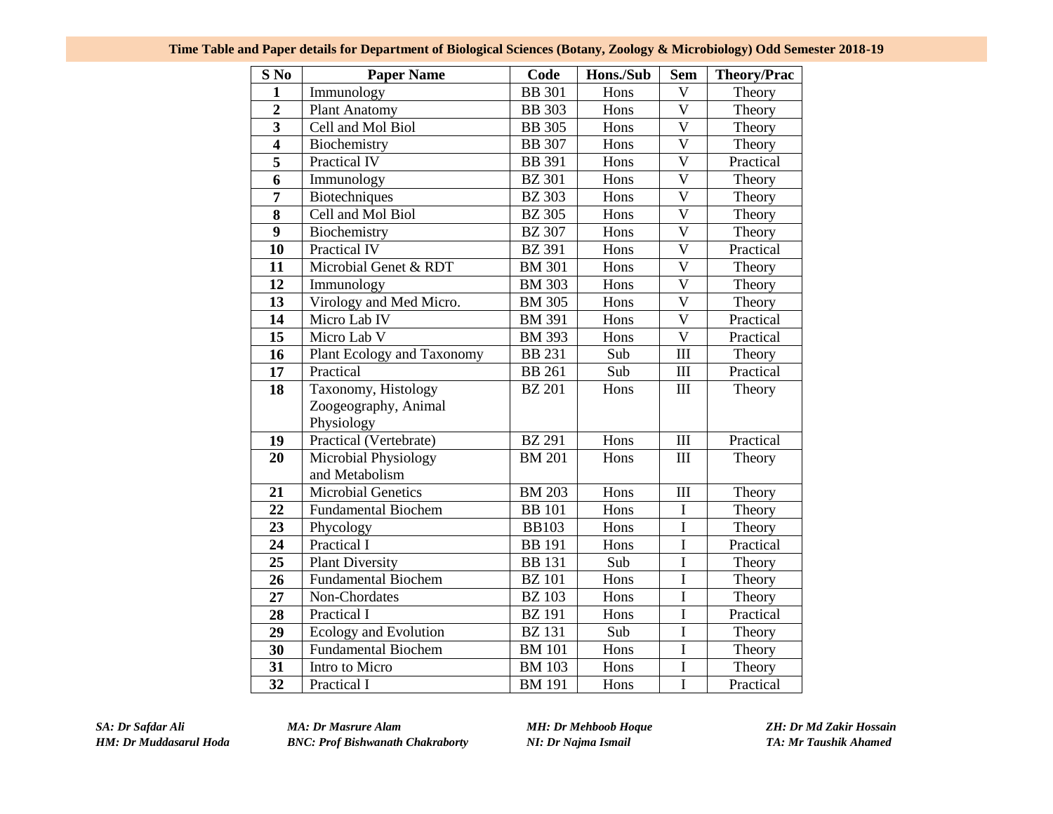**Time Table and Paper details for Department of Biological Sciences (Botany, Zoology & Microbiology) Odd Semester 2018-19**

| S No | Paper Name | Code | Hons./Sub | Sem | Theory/Prac |
|---|---|---|---|---|---|
| 1 | Immunology | BB 301 | Hons | V | Theory |
| 2 | Plant Anatomy | BB 303 | Hons | V | Theory |
| 3 | Cell and Mol Biol | BB 305 | Hons | V | Theory |
| 4 | Biochemistry | BB 307 | Hons | V | Theory |
| 5 | Practical IV | BB 391 | Hons | V | Practical |
| 6 | Immunology | BZ 301 | Hons | V | Theory |
| 7 | Biotechniques | BZ 303 | Hons | V | Theory |
| 8 | Cell and Mol Biol | BZ 305 | Hons | V | Theory |
| 9 | Biochemistry | BZ 307 | Hons | V | Theory |
| 10 | Practical IV | BZ 391 | Hons | V | Practical |
| 11 | Microbial Genet & RDT | BM 301 | Hons | V | Theory |
| 12 | Immunology | BM 303 | Hons | V | Theory |
| 13 | Virology and Med Micro. | BM 305 | Hons | V | Theory |
| 14 | Micro Lab IV | BM 391 | Hons | V | Practical |
| 15 | Micro Lab V | BM 393 | Hons | V | Practical |
| 16 | Plant Ecology and Taxonomy | BB 231 | Sub | III | Theory |
| 17 | Practical | BB 261 | Sub | III | Practical |
| 18 | Taxonomy, Histology Zoogeography, Animal Physiology | BZ 201 | Hons | III | Theory |
| 19 | Practical (Vertebrate) | BZ 291 | Hons | III | Practical |
| 20 | Microbial Physiology and Metabolism | BM 201 | Hons | III | Theory |
| 21 | Microbial Genetics | BM 203 | Hons | III | Theory |
| 22 | Fundamental Biochem | BB 101 | Hons | I | Theory |
| 23 | Phycology | BB103 | Hons | I | Theory |
| 24 | Practical I | BB 191 | Hons | I | Practical |
| 25 | Plant Diversity | BB 131 | Sub | I | Theory |
| 26 | Fundamental Biochem | BZ 101 | Hons | I | Theory |
| 27 | Non-Chordates | BZ 103 | Hons | I | Theory |
| 28 | Practical I | BZ 191 | Hons | I | Practical |
| 29 | Ecology and Evolution | BZ 131 | Sub | I | Theory |
| 30 | Fundamental Biochem | BM 101 | Hons | I | Theory |
| 31 | Intro to Micro | BM 103 | Hons | I | Theory |
| 32 | Practical I | BM 191 | Hons | I | Practical |

*SA: Dr Safdar Ali*
*HM: Dr Muddasarul Hoda*

*MA: Dr Masrure Alam*
*BNC: Prof Bishwanath Chakraborty*

*MH: Dr Mehboob Hoque*
*NI: Dr Najma Ismail*

*ZH: Dr Md Zakir Hossain*
*TA: Mr Taushik Ahamed*